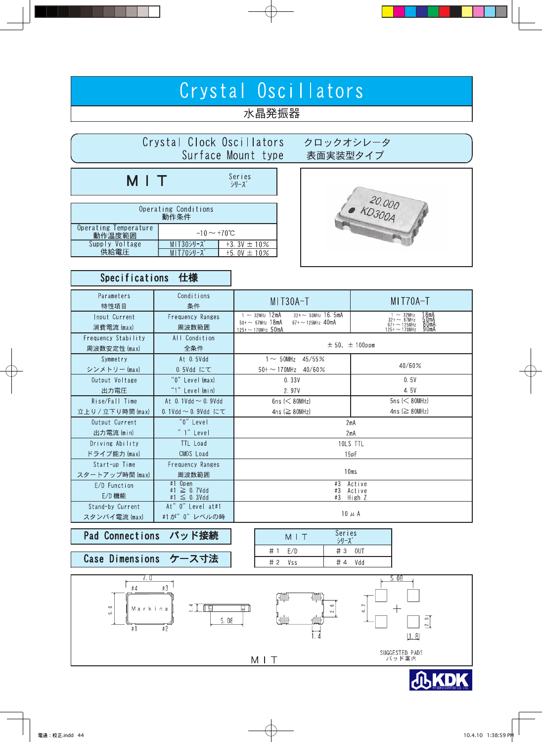# Crystal Oscillators

水晶発振器

## Crystal Clock Oscillators　クロックオシレータ
## Surface Mount type　表面実装型タイプ

## MIT Series シリーズ

| Operating Conditions 動作条件 | | |
|---|---|---|
| Operating Temperature 動作温度範囲 | −10～+70℃ | |
| Supply Voltage 供給電圧 | MIT30シリーズ | +3.3V ± 10% |
| | MIT70シリーズ | +5.0V ± 10% |

## Specifications 仕様

| Parameters 特性項目 | Conditions 条件 | MIT30A-T | MIT70A-T |
|---|---|---|---|
| Input Current 消費電流(max) | Frequency Ranges 周波数範囲 | 1～32MHz 12mA　32+～50MHz 16.5mA　50+～67MHz 18mA　67+～125MHz 40mA　125+～170MHz 50mA | 1～32MHz 18mA　32+～67MHz 50mA　67+～125MHz 80mA　125+～170MHz 90mA |
| Frequency Stability 周波数安定性(max) | All Condition 全条件 | ±50、±100ppm | |
| Symmetry シンメトリー(max) | At 0.5Vdd 0.5Vdd にて | 1～50MHz 45/55%　50+～170MHz 40/60% | 40/60% |
| Output Voltage 出力電圧 | "0" Level(max) "1" Level(min) | 0.33V　2.97V | 0.5V　4.5V |
| Rise/Fall Time 立上り/立下り時間(max) | At 0.1Vdd～0.9Vdd 0.1Vdd～0.9Vdd にて | 6ns (< 80MHz)　4ns (≧ 80MHz) | 5ns (< 80MHz)　4ns (≧ 80MHz) |
| Output Current 出力電流(min) | "0" Level　"1" Level | 2mA　2mA | |
| Driving Ability ドライブ能力(max) | TTL Load　CMOS Load | 10LS TTL　15pF | |
| Start-up Time スタートアップ時間(max) | Frequency Ranges 周波数範囲 | 10ms | |
| E/D Function E/D機能 | #1 Open　#1 ≧ 0.7Vdd　#1 ≦ 0.3Vdd | #3 Active　#3 Active　#3 High Z | |
| Stand-by Current スタンバイ電流(max) | At"0" Level at#1　#1が"0"レベルの時 | 10 μA | |

## Pad Connections パッド接続

| MIT Series シリーズ | |
|---|---|
| #1 E/D | #3 OUT |
| #2 Vss | #4 Vdd |

## Case Dimensions ケース寸法

MIT

SUGGESTED PADS パッド案内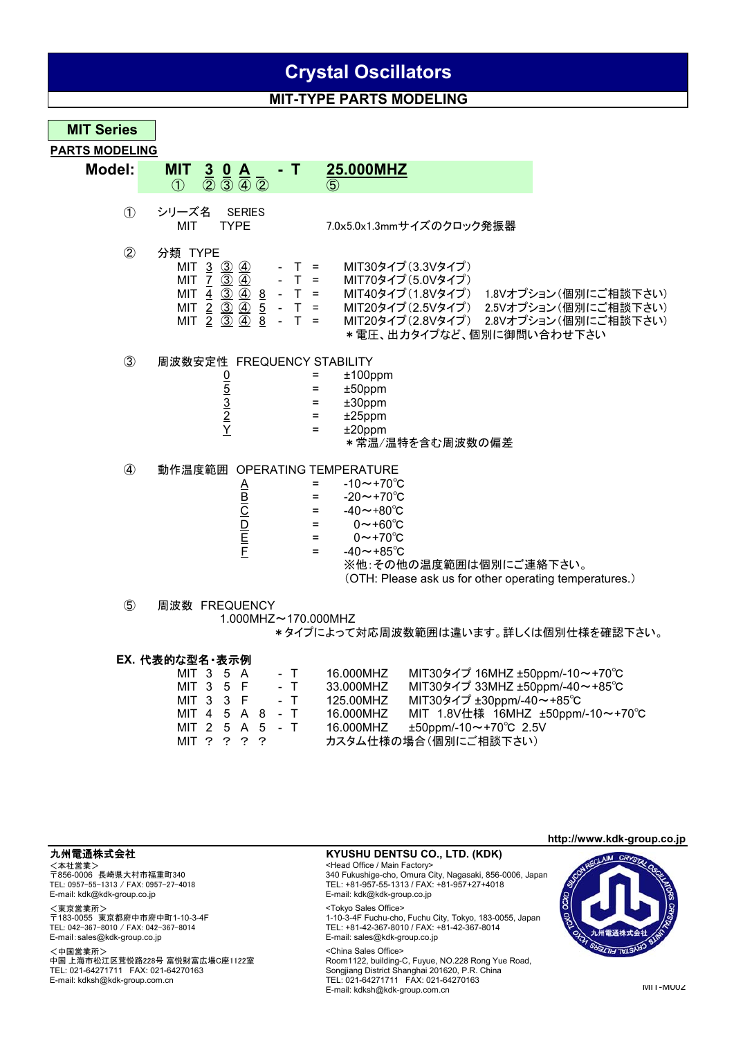# Crystal Oscillators

## MIT-TYPE PARTS MODELING

**MIT Series**

**PARTS MODELING**

**Model:** MIT 3 0 A _ - T　25.000MHZ
①　②③④②　⑤

① シリーズ名　SERIES
MIT　TYPE　　7.0x5.0x1.3mmサイズのクロック発振器

② 分類　TYPE

| | | |
|---|---|---|
| MIT 3 ③ ④ - T | = | MIT30タイプ(3.3Vタイプ) |
| MIT 7 ③ ④ - T | = | MIT70タイプ(5.0Vタイプ) |
| MIT 4 ③ ④ 8 - T | = | MIT40タイプ(1.8Vタイプ)　1.8Vオプション(個別にご相談下さい) |
| MIT 2 ③ ④ 5 - T | = | MIT20タイプ(2.5Vタイプ)　2.5Vオプション(個別にご相談下さい) |
| MIT 2 ③ ④ 8 - T | = | MIT20タイプ(2.8Vタイプ)　2.8Vオプション(個別にご相談下さい) |

＊電圧、出力タイプなど、個別に御問い合わせ下さい

③ 周波数安定性　FREQUENCY STABILITY

| | | |
|---|---|---|
| 0 | = | ±100ppm |
| 5 | = | ±50ppm |
| 3 | = | ±30ppm |
| 2 | = | ±25ppm |
| Y | = | ±20ppm |

＊常温/温特を含む周波数の偏差

④ 動作温度範囲　OPERATING TEMPERATURE

| | | |
|---|---|---|
| A | = | -10～+70℃ |
| B | = | -20～+70℃ |
| C | = | -40～+80℃ |
| D | = | 0～+60℃ |
| E | = | 0～+70℃ |
| F | = | -40～+85℃ |

※他:その他の温度範囲は個別にご連絡下さい。
(OTH: Please ask us for other operating temperatures.)

⑤ 周波数　FREQUENCY
1.000MHZ～170.000MHZ
＊タイプによって対応周波数範囲は違います。詳しくは個別仕様を確認下さい。

**EX. 代表的な型名・表示例**

| | | |
|---|---|---|
| MIT 3 5 A - T | 16.000MHZ | MIT30タイプ 16MHZ ±50ppm/-10～+70℃ |
| MIT 3 5 F - T | 33.000MHZ | MIT30タイプ 33MHZ ±50ppm/-40～+85℃ |
| MIT 3 3 F - T | 125.00MHZ | MIT30タイプ ±30ppm/-40～+85℃ |
| MIT 4 5 A 8 - T | 16.000MHZ | MIT 1.8V仕様 16MHZ ±50ppm/-10～+70℃ |
| MIT 2 5 A 5 - T | 16.000MHZ | ±50ppm/-10～+70℃ 2.5V |
| MIT ? ? ? ? | | カスタム仕様の場合(個別にご相談下さい) |

http://www.kdk-group.co.jp

**九州電通株式会社**
<本社営業>
〒856-0006 長崎県大村市福重町340
TEL: 0957-55-1313 / FAX: 0957-27-4018
E-mail: kdk@kdk-group.co.jp

<東京営業所>
〒183-0055 東京都府中市府中町1-10-3-4F
TEL: 042-367-8010 / FAX: 042-367-8014
E-mail: sales@kdk-group.co.jp

<中国営業所>
中国 上海市松江区茸悦路228号 富悦財富広場C座1122室
TEL: 021-64271711 FAX: 021-64270163
E-mail: kdksh@kdk-group.com.cn

**KYUSHU DENTSU CO., LTD. (KDK)**
<Head Office / Main Factory>
340 Fukushige-cho, Omura City, Nagasaki, 856-0006, Japan
TEL: +81-957-55-1313 / FAX: +81-957+27+4018
E-mail: kdk@kdk-group.co.jp

<Tokyo Sales Office>
1-10-3-4F Fuchu-cho, Fuchu City, Tokyo, 183-0055, Japan
TEL: +81-42-367-8010 / FAX: +81-42-367-8014
E-mail: sales@kdk-group.co.jp

<China Sales Office>
Room1122, building-C, Fuyue, NO.228 Rong Yue Road,
Songjiang District Shanghai 201620, P.R. China
TEL: 021-64271711 FAX: 021-64270163
E-mail: kdksh@kdk-group.com.cn

MIT-M002